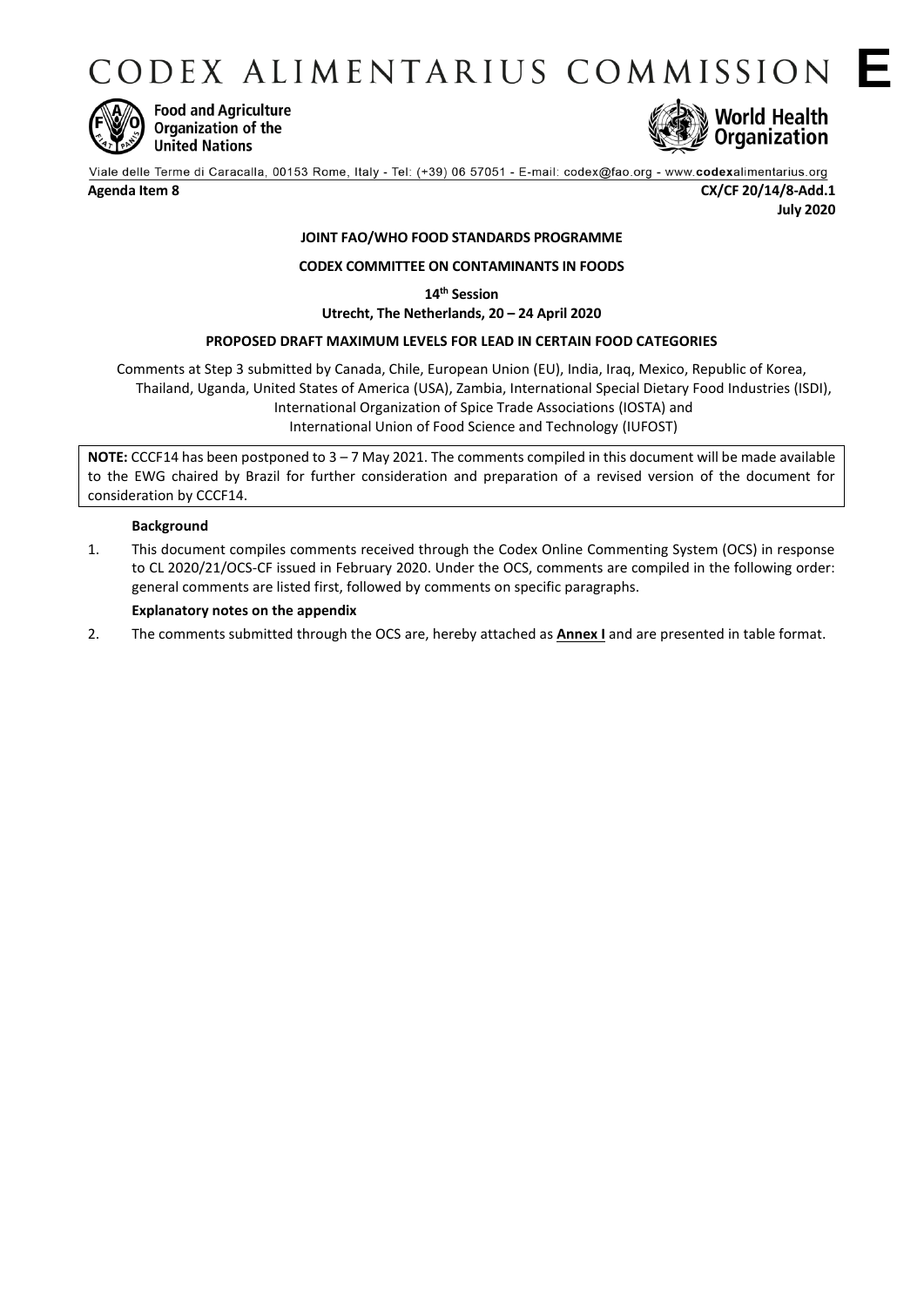# CODEX ALIMENTARIUS COMMISSION E

Food and Agriculture Organization of the United Nations

World Health Organization

Viale delle Terme di Caracalla, 00153 Rome, Italy - Tel: (+39) 06 57051 - E-mail: codex@fao.org - www.codexalimentarius.org

**Agenda Item 8** **CX/CF 20/14/8-Add.1**

**July 2020**

**JOINT FAO/WHO FOOD STANDARDS PROGRAMME**

**CODEX COMMITTEE ON CONTAMINANTS IN FOODS**

**14th Session**

**Utrecht, The Netherlands, 20 – 24 April 2020**

**PROPOSED DRAFT MAXIMUM LEVELS FOR LEAD IN CERTAIN FOOD CATEGORIES**

Comments at Step 3 submitted by Canada, Chile, European Union (EU), India, Iraq, Mexico, Republic of Korea, Thailand, Uganda, United States of America (USA), Zambia, International Special Dietary Food Industries (ISDI), International Organization of Spice Trade Associations (IOSTA) and International Union of Food Science and Technology (IUFOST)

**NOTE:** CCCF14 has been postponed to 3 – 7 May 2021. The comments compiled in this document will be made available to the EWG chaired by Brazil for further consideration and preparation of a revised version of the document for consideration by CCCF14.

**Background**

1. This document compiles comments received through the Codex Online Commenting System (OCS) in response to CL 2020/21/OCS-CF issued in February 2020. Under the OCS, comments are compiled in the following order: general comments are listed first, followed by comments on specific paragraphs.

**Explanatory notes on the appendix**

2. The comments submitted through the OCS are, hereby attached as **Annex I** and are presented in table format.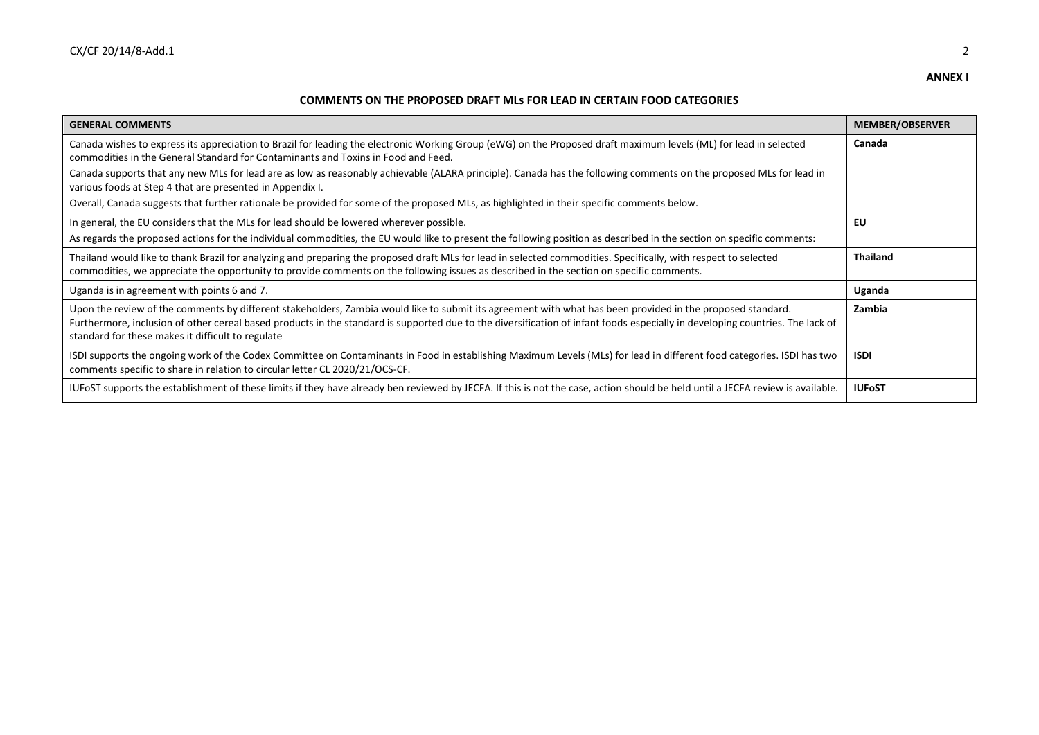**ANNEX I**

**COMMENTS ON THE PROPOSED DRAFT MLs FOR LEAD IN CERTAIN FOOD CATEGORIES**

| GENERAL COMMENTS | MEMBER/OBSERVER |
|---|---|
| Canada wishes to express its appreciation to Brazil for leading the electronic Working Group (eWG) on the Proposed draft maximum levels (ML) for lead in selected commodities in the General Standard for Contaminants and Toxins in Food and Feed.<br>Canada supports that any new MLs for lead are as low as reasonably achievable (ALARA principle). Canada has the following comments on the proposed MLs for lead in various foods at Step 4 that are presented in Appendix I.<br>Overall, Canada suggests that further rationale be provided for some of the proposed MLs, as highlighted in their specific comments below. | **Canada** |
| In general, the EU considers that the MLs for lead should be lowered wherever possible.<br>As regards the proposed actions for the individual commodities, the EU would like to present the following position as described in the section on specific comments: | **EU** |
| Thailand would like to thank Brazil for analyzing and preparing the proposed draft MLs for lead in selected commodities. Specifically, with respect to selected commodities, we appreciate the opportunity to provide comments on the following issues as described in the section on specific comments. | **Thailand** |
| Uganda is in agreement with points 6 and 7. | **Uganda** |
| Upon the review of the comments by different stakeholders, Zambia would like to submit its agreement with what has been provided in the proposed standard.<br>Furthermore, inclusion of other cereal based products in the standard is supported due to the diversification of infant foods especially in developing countries. The lack of standard for these makes it difficult to regulate | **Zambia** |
| ISDI supports the ongoing work of the Codex Committee on Contaminants in Food in establishing Maximum Levels (MLs) for lead in different food categories. ISDI has two comments specific to share in relation to circular letter CL 2020/21/OCS-CF. | **ISDI** |
| IUFoST supports the establishment of these limits if they have already ben reviewed by JECFA. If this is not the case, action should be held until a JECFA review is available. | **IUFoST** |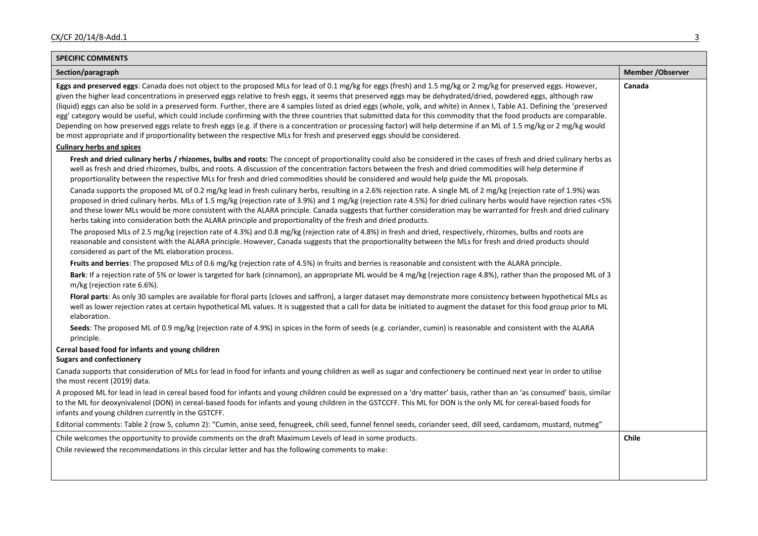| SPECIFIC COMMENTS | |
|---|---|
| **Section/paragraph** | **Member /Observer** |
| **Eggs and preserved eggs**: Canada does not object to the proposed MLs for lead of 0.1 mg/kg for eggs (fresh) and 1.5 mg/kg or 2 mg/kg for preserved eggs. However, given the higher lead concentrations in preserved eggs relative to fresh eggs, it seems that preserved eggs may be dehydrated/dried, powdered eggs, although raw (liquid) eggs can also be sold in a preserved form. Further, there are 4 samples listed as dried eggs (whole, yolk, and white) in Annex I, Table A1. Defining the 'preserved egg' category would be useful, which could include confirming with the three countries that submitted data for this commodity that the food products are comparable. Depending on how preserved eggs relate to fresh eggs (e.g. if there is a concentration or processing factor) will help determine if an ML of 1.5 mg/kg or 2 mg/kg would be most appropriate and if proportionality between the respective MLs for fresh and preserved eggs should be considered.<br><br>**Culinary herbs and spices**<br><br>**Fresh and dried culinary herbs / rhizomes, bulbs and roots:** The concept of proportionality could also be considered in the cases of fresh and dried culinary herbs as well as fresh and dried rhizomes, bulbs, and roots. A discussion of the concentration factors between the fresh and dried commodities will help determine if proportionality between the respective MLs for fresh and dried commodities should be considered and would help guide the ML proposals.<br><br>Canada supports the proposed ML of 0.2 mg/kg lead in fresh culinary herbs, resulting in a 2.6% rejection rate. A single ML of 2 mg/kg (rejection rate of 1.9%) was proposed in dried culinary herbs. MLs of 1.5 mg/kg (rejection rate of 3.9%) and 1 mg/kg (rejection rate 4.5%) for dried culinary herbs would have rejection rates <5% and these lower MLs would be more consistent with the ALARA principle. Canada suggests that further consideration may be warranted for fresh and dried culinary herbs taking into consideration both the ALARA principle and proportionality of the fresh and dried products.<br><br>The proposed MLs of 2.5 mg/kg (rejection rate of 4.3%) and 0.8 mg/kg (rejection rate of 4.8%) in fresh and dried, respectively, rhizomes, bulbs and roots are reasonable and consistent with the ALARA principle. However, Canada suggests that the proportionality between the MLs for fresh and dried products should considered as part of the ML elaboration process.<br><br>**Fruits and berries**: The proposed MLs of 0.6 mg/kg (rejection rate of 4.5%) in fruits and berries is reasonable and consistent with the ALARA principle.<br><br>**Bark**: If a rejection rate of 5% or lower is targeted for bark (cinnamon), an appropriate ML would be 4 mg/kg (rejection rage 4.8%), rather than the proposed ML of 3 m/kg (rejection rate 6.6%).<br><br>**Floral parts**: As only 30 samples are available for floral parts (cloves and saffron), a larger dataset may demonstrate more consistency between hypothetical MLs as well as lower rejection rates at certain hypothetical ML values. It is suggested that a call for data be initiated to augment the dataset for this food group prior to ML elaboration.<br><br>**Seeds**: The proposed ML of 0.9 mg/kg (rejection rate of 4.9%) in spices in the form of seeds (e.g. coriander, cumin) is reasonable and consistent with the ALARA principle.<br><br>**Cereal based food for infants and young children**<br>**Sugars and confectionery**<br><br>Canada supports that consideration of MLs for lead in food for infants and young children as well as sugar and confectionery be continued next year in order to utilise the most recent (2019) data.<br><br>A proposed ML for lead in lead in cereal based food for infants and young children could be expressed on a 'dry matter' basis, rather than an 'as consumed' basis, similar to the ML for deoxynivalenol (DON) in cereal-based foods for infants and young children in the GSTCCFF. This ML for DON is the only ML for cereal-based foods for infants and young children currently in the GSTCFF.<br><br>Editorial comments: Table 2 (row 5, column 2): "Cumin, anise seed, fenugreek, chili seed, ~~funnel~~ fennel seeds, coriander seed, dill seed, cardamom, mustard, nutmeg" | **Canada** |
| Chile welcomes the opportunity to provide comments on the draft Maximum Levels of lead in some products.<br><br>Chile reviewed the recommendations in this circular letter and has the following comments to make: | **Chile** |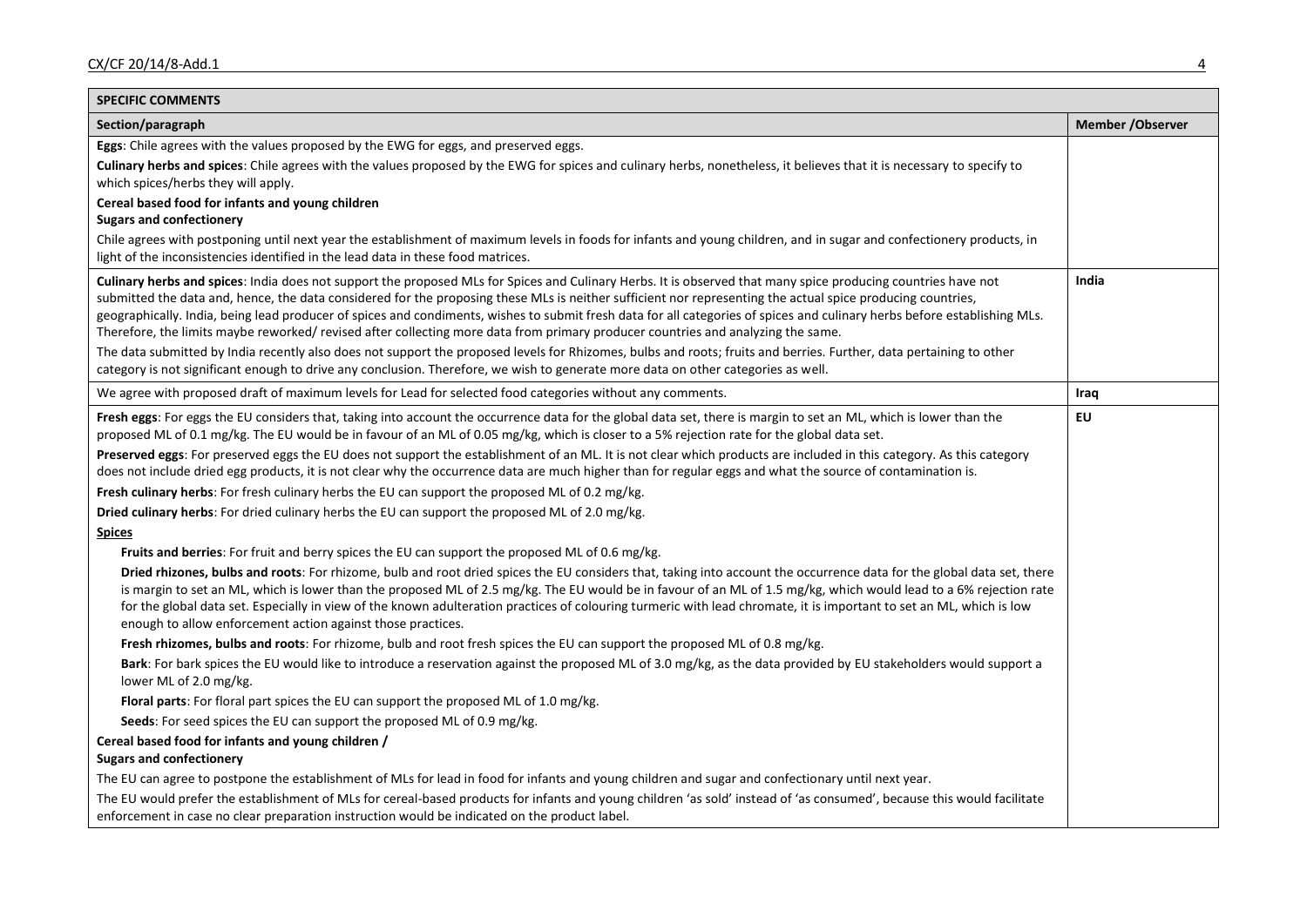| SPECIFIC COMMENTS | |
|---|---|
| **Section/paragraph** | **Member /Observer** |
| **Eggs**: Chile agrees with the values proposed by the EWG for eggs, and preserved eggs.<br>**Culinary herbs and spices**: Chile agrees with the values proposed by the EWG for spices and culinary herbs, nonetheless, it believes that it is necessary to specify to which spices/herbs they will apply.<br>**Cereal based food for infants and young children**<br>**Sugars and confectionery**<br>Chile agrees with postponing until next year the establishment of maximum levels in foods for infants and young children, and in sugar and confectionery products, in light of the inconsistencies identified in the lead data in these food matrices. | |
| **Culinary herbs and spices**: India does not support the proposed MLs for Spices and Culinary Herbs. It is observed that many spice producing countries have not submitted the data and, hence, the data considered for the proposing these MLs is neither sufficient nor representing the actual spice producing countries, geographically. India, being lead producer of spices and condiments, wishes to submit fresh data for all categories of spices and culinary herbs before establishing MLs. Therefore, the limits maybe reworked/ revised after collecting more data from primary producer countries and analyzing the same.<br>The data submitted by India recently also does not support the proposed levels for Rhizomes, bulbs and roots; fruits and berries. Further, data pertaining to other category is not significant enough to drive any conclusion. Therefore, we wish to generate more data on other categories as well. | **India** |
| We agree with proposed draft of maximum levels for Lead for selected food categories without any comments. | **Iraq** |
| **Fresh eggs**: For eggs the EU considers that, taking into account the occurrence data for the global data set, there is margin to set an ML, which is lower than the proposed ML of 0.1 mg/kg. The EU would be in favour of an ML of 0.05 mg/kg, which is closer to a 5% rejection rate for the global data set.<br>**Preserved eggs**: For preserved eggs the EU does not support the establishment of an ML. It is not clear which products are included in this category. As this category does not include dried egg products, it is not clear why the occurrence data are much higher than for regular eggs and what the source of contamination is.<br>**Fresh culinary herbs**: For fresh culinary herbs the EU can support the proposed ML of 0.2 mg/kg.<br>**Dried culinary herbs**: For dried culinary herbs the EU can support the proposed ML of 2.0 mg/kg.<br>**<u>Spices</u>**<br>**Fruits and berries**: For fruit and berry spices the EU can support the proposed ML of 0.6 mg/kg.<br>**Dried rhizones, bulbs and roots**: For rhizome, bulb and root dried spices the EU considers that, taking into account the occurrence data for the global data set, there is margin to set an ML, which is lower than the proposed ML of 2.5 mg/kg. The EU would be in favour of an ML of 1.5 mg/kg, which would lead to a 6% rejection rate for the global data set. Especially in view of the known adulteration practices of colouring turmeric with lead chromate, it is important to set an ML, which is low enough to allow enforcement action against those practices.<br>**Fresh rhizomes, bulbs and roots**: For rhizome, bulb and root fresh spices the EU can support the proposed ML of 0.8 mg/kg.<br>**Bark**: For bark spices the EU would like to introduce a reservation against the proposed ML of 3.0 mg/kg, as the data provided by EU stakeholders would support a lower ML of 2.0 mg/kg.<br>**Floral parts**: For floral part spices the EU can support the proposed ML of 1.0 mg/kg.<br>**Seeds**: For seed spices the EU can support the proposed ML of 0.9 mg/kg.<br>**Cereal based food for infants and young children /**<br>**Sugars and confectionery**<br>The EU can agree to postpone the establishment of MLs for lead in food for infants and young children and sugar and confectionary until next year.<br>The EU would prefer the establishment of MLs for cereal-based products for infants and young children 'as sold' instead of 'as consumed', because this would facilitate enforcement in case no clear preparation instruction would be indicated on the product label. | **EU** |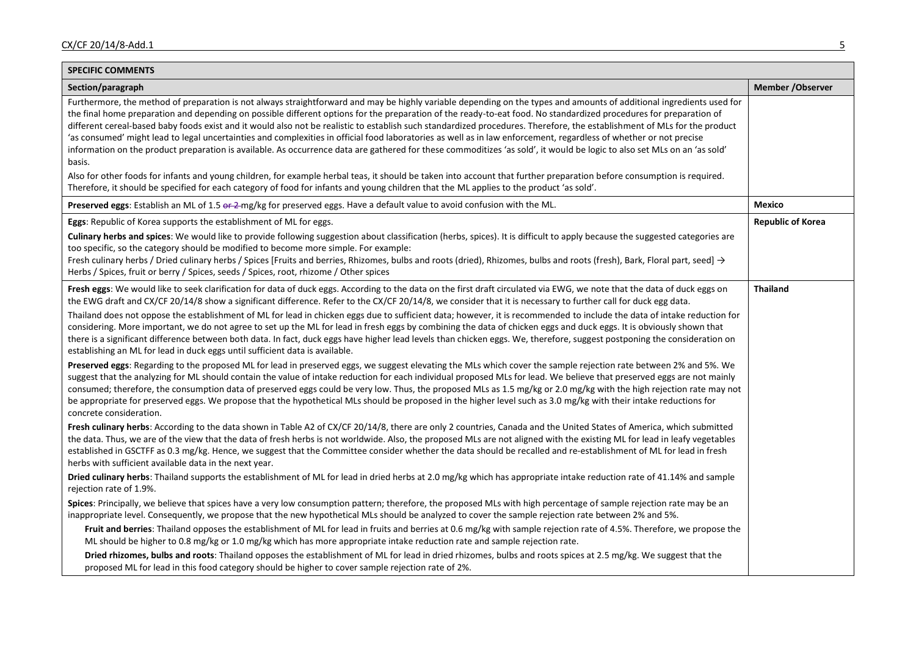| SPECIFIC COMMENTS | |
|---|---|
| **Section/paragraph** | **Member /Observer** |
| Furthermore, the method of preparation is not always straightforward and may be highly variable depending on the types and amounts of additional ingredients used for the final home preparation and depending on possible different options for the preparation of the ready-to-eat food. No standardized procedures for preparation of different cereal-based baby foods exist and it would also not be realistic to establish such standardized procedures. Therefore, the establishment of MLs for the product 'as consumed' might lead to legal uncertainties and complexities in official food laboratories as well as in law enforcement, regardless of whether or not precise information on the product preparation is available. As occurrence data are gathered for these commoditizes 'as sold', it would be logic to also set MLs on an 'as sold' basis.<br><br>Also for other foods for infants and young children, for example herbal teas, it should be taken into account that further preparation before consumption is required. Therefore, it should be specified for each category of food for infants and young children that the ML applies to the product 'as sold'. | |
| **Preserved eggs**: Establish an ML of 1.5 ~~or 2~~ mg/kg for preserved eggs. Have a default value to avoid confusion with the ML. | **Mexico** |
| **Eggs**: Republic of Korea supports the establishment of ML for eggs.<br><br>**Culinary herbs and spices**: We would like to provide following suggestion about classification (herbs, spices). It is difficult to apply because the suggested categories are too specific, so the category should be modified to become more simple. For example:<br>Fresh culinary herbs / Dried culinary herbs / Spices [Fruits and berries, Rhizomes, bulbs and roots (dried), Rhizomes, bulbs and roots (fresh), Bark, Floral part, seed] → Herbs / Spices, fruit or berry / Spices, seeds / Spices, root, rhizome / Other spices | **Republic of Korea** |
| **Fresh eggs**: We would like to seek clarification for data of duck eggs. According to the data on the first draft circulated via EWG, we note that the data of duck eggs on the EWG draft and CX/CF 20/14/8 show a significant difference. Refer to the CX/CF 20/14/8, we consider that it is necessary to further call for duck egg data.<br><br>Thailand does not oppose the establishment of ML for lead in chicken eggs due to sufficient data; however, it is recommended to include the data of intake reduction for considering. More important, we do not agree to set up the ML for lead in fresh eggs by combining the data of chicken eggs and duck eggs. It is obviously shown that there is a significant difference between both data. In fact, duck eggs have higher lead levels than chicken eggs. We, therefore, suggest postponing the consideration on establishing an ML for lead in duck eggs until sufficient data is available.<br><br>**Preserved eggs**: Regarding to the proposed ML for lead in preserved eggs, we suggest elevating the MLs which cover the sample rejection rate between 2% and 5%. We suggest that the analyzing for ML should contain the value of intake reduction for each individual proposed MLs for lead. We believe that preserved eggs are not mainly consumed; therefore, the consumption data of preserved eggs could be very low. Thus, the proposed MLs as 1.5 mg/kg or 2.0 mg/kg with the high rejection rate may not be appropriate for preserved eggs. We propose that the hypothetical MLs should be proposed in the higher level such as 3.0 mg/kg with their intake reductions for concrete consideration.<br><br>**Fresh culinary herbs**: According to the data shown in Table A2 of CX/CF 20/14/8, there are only 2 countries, Canada and the United States of America, which submitted the data. Thus, we are of the view that the data of fresh herbs is not worldwide. Also, the proposed MLs are not aligned with the existing ML for lead in leafy vegetables established in GSCTFF as 0.3 mg/kg. Hence, we suggest that the Committee consider whether the data should be recalled and re-establishment of ML for lead in fresh herbs with sufficient available data in the next year.<br><br>**Dried culinary herbs**: Thailand supports the establishment of ML for lead in dried herbs at 2.0 mg/kg which has appropriate intake reduction rate of 41.14% and sample rejection rate of 1.9%.<br><br>**Spices**: Principally, we believe that spices have a very low consumption pattern; therefore, the proposed MLs with high percentage of sample rejection rate may be an inappropriate level. Consequently, we propose that the new hypothetical MLs should be analyzed to cover the sample rejection rate between 2% and 5%.<br><br>**Fruit and berries**: Thailand opposes the establishment of ML for lead in fruits and berries at 0.6 mg/kg with sample rejection rate of 4.5%. Therefore, we propose the ML should be higher to 0.8 mg/kg or 1.0 mg/kg which has more appropriate intake reduction rate and sample rejection rate.<br><br>**Dried rhizomes, bulbs and roots**: Thailand opposes the establishment of ML for lead in dried rhizomes, bulbs and roots spices at 2.5 mg/kg. We suggest that the proposed ML for lead in this food category should be higher to cover sample rejection rate of 2%. | **Thailand** |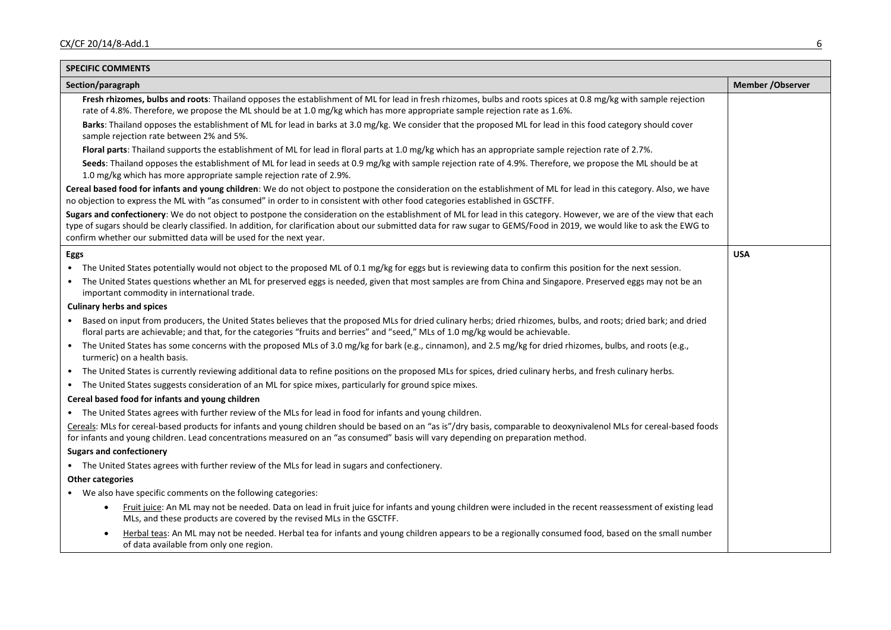**SPECIFIC COMMENTS**

| Section/paragraph | Member /Observer |
|---|---|
| **Fresh rhizomes, bulbs and roots**: Thailand opposes the establishment of ML for lead in fresh rhizomes, bulbs and roots spices at 0.8 mg/kg with sample rejection rate of 4.8%. Therefore, we propose the ML should be at 1.0 mg/kg which has more appropriate sample rejection rate as 1.6%.<br><br>**Barks**: Thailand opposes the establishment of ML for lead in barks at 3.0 mg/kg. We consider that the proposed ML for lead in this food category should cover sample rejection rate between 2% and 5%.<br><br>**Floral parts**: Thailand supports the establishment of ML for lead in floral parts at 1.0 mg/kg which has an appropriate sample rejection rate of 2.7%.<br><br>**Seeds**: Thailand opposes the establishment of ML for lead in seeds at 0.9 mg/kg with sample rejection rate of 4.9%. Therefore, we propose the ML should be at 1.0 mg/kg which has more appropriate sample rejection rate of 2.9%.<br><br>**Cereal based food for infants and young children**: We do not object to postpone the consideration on the establishment of ML for lead in this category. Also, we have no objection to express the ML with "as consumed" in order to in consistent with other food categories established in GSCTFF.<br><br>**Sugars and confectionery**: We do not object to postpone the consideration on the establishment of ML for lead in this category. However, we are of the view that each type of sugars should be clearly classified. In addition, for clarification about our submitted data for raw sugar to GEMS/Food in 2019, we would like to ask the EWG to confirm whether our submitted data will be used for the next year. | |
| **Eggs**<br><br>• The United States potentially would not object to the proposed ML of 0.1 mg/kg for eggs but is reviewing data to confirm this position for the next session.<br>• The United States questions whether an ML for preserved eggs is needed, given that most samples are from China and Singapore. Preserved eggs may not be an important commodity in international trade.<br><br>**Culinary herbs and spices**<br><br>• Based on input from producers, the United States believes that the proposed MLs for dried culinary herbs; dried rhizomes, bulbs, and roots; dried bark; and dried floral parts are achievable; and that, for the categories "fruits and berries" and "seed," MLs of 1.0 mg/kg would be achievable.<br>• The United States has some concerns with the proposed MLs of 3.0 mg/kg for bark (e.g., cinnamon), and 2.5 mg/kg for dried rhizomes, bulbs, and roots (e.g., turmeric) on a health basis.<br>• The United States is currently reviewing additional data to refine positions on the proposed MLs for spices, dried culinary herbs, and fresh culinary herbs.<br>• The United States suggests consideration of an ML for spice mixes, particularly for ground spice mixes.<br><br>**Cereal based food for infants and young children**<br><br>• The United States agrees with further review of the MLs for lead in food for infants and young children.<br><br>Cereals: MLs for cereal-based products for infants and young children should be based on an "as is"/dry basis, comparable to deoxynivalenol MLs for cereal-based foods for infants and young children. Lead concentrations measured on an "as consumed" basis will vary depending on preparation method.<br><br>**Sugars and confectionery**<br><br>• The United States agrees with further review of the MLs for lead in sugars and confectionery.<br><br>**Other categories**<br><br>• We also have specific comments on the following categories:<br>&nbsp;&nbsp;&nbsp;&nbsp;• Fruit juice: An ML may not be needed. Data on lead in fruit juice for infants and young children were included in the recent reassessment of existing lead MLs, and these products are covered by the revised MLs in the GSCTFF.<br>&nbsp;&nbsp;&nbsp;&nbsp;• Herbal teas: An ML may not be needed. Herbal tea for infants and young children appears to be a regionally consumed food, based on the small number of data available from only one region. | USA |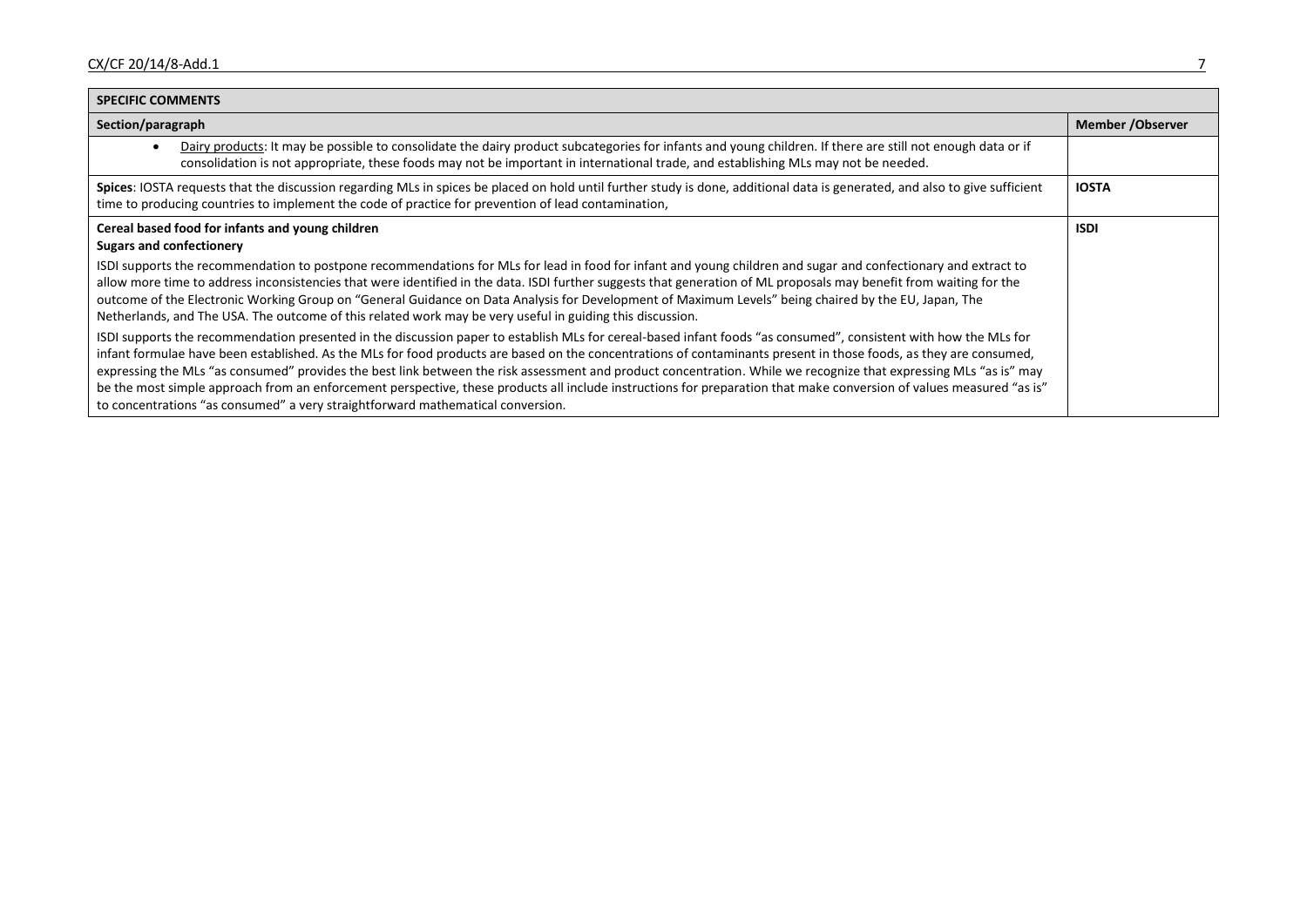| SPECIFIC COMMENTS | |
|---|---|
| **Section/paragraph** | **Member /Observer** |
| • Dairy products: It may be possible to consolidate the dairy product subcategories for infants and young children. If there are still not enough data or if consolidation is not appropriate, these foods may not be important in international trade, and establishing MLs may not be needed. | |
| **Spices**: IOSTA requests that the discussion regarding MLs in spices be placed on hold until further study is done, additional data is generated, and also to give sufficient time to producing countries to implement the code of practice for prevention of lead contamination, | **IOSTA** |
| **Cereal based food for infants and young children**<br>**Sugars and confectionery**<br>ISDI supports the recommendation to postpone recommendations for MLs for lead in food for infant and young children and sugar and confectionary and extract to allow more time to address inconsistencies that were identified in the data. ISDI further suggests that generation of ML proposals may benefit from waiting for the outcome of the Electronic Working Group on "General Guidance on Data Analysis for Development of Maximum Levels" being chaired by the EU, Japan, The Netherlands, and The USA. The outcome of this related work may be very useful in guiding this discussion.<br>ISDI supports the recommendation presented in the discussion paper to establish MLs for cereal-based infant foods "as consumed", consistent with how the MLs for infant formulae have been established. As the MLs for food products are based on the concentrations of contaminants present in those foods, as they are consumed, expressing the MLs "as consumed" provides the best link between the risk assessment and product concentration. While we recognize that expressing MLs "as is" may be the most simple approach from an enforcement perspective, these products all include instructions for preparation that make conversion of values measured "as is" to concentrations "as consumed" a very straightforward mathematical conversion. | **ISDI** |